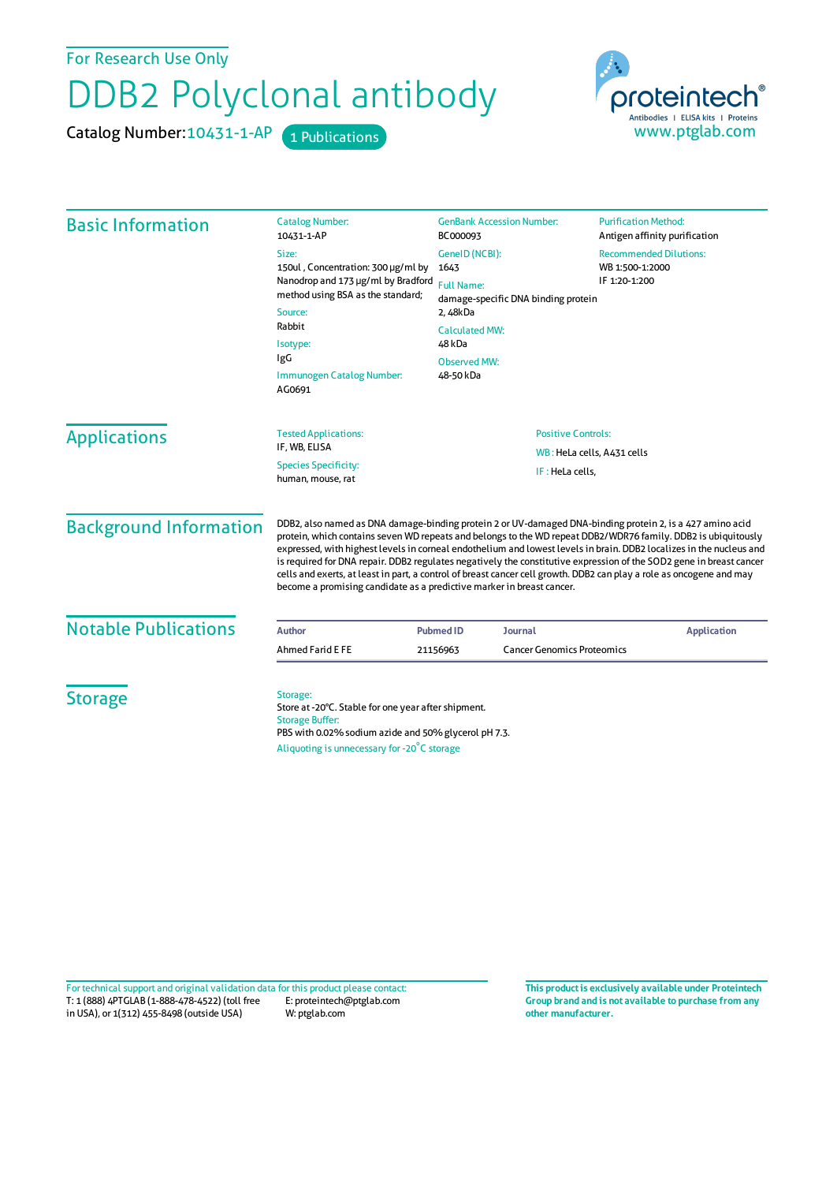For Research Use Only

# DDB2 Polyclonal antibody

Catalog Number: 10431-1-AP    1 Publications

proteintech®
Antibodies | ELISA kits | Proteins
www.ptglab.com

## Basic Information

Catalog Number:
10431-1-AP

Size:
150ul , Concentration: 300 μg/ml by Nanodrop and 173 μg/ml by Bradford method using BSA as the standard;

Source:
Rabbit

Isotype:
IgG

Immunogen Catalog Number:
AG0691

GenBank Accession Number:
BC000093

GeneID (NCBI):
1643

Full Name:
damage-specific DNA binding protein 2, 48kDa

Calculated MW:
48 kDa

Observed MW:
48-50 kDa

Purification Method:
Antigen affinity purification

Recommended Dilutions:
WB 1:500-1:2000
IF 1:20-1:200

## Applications

Tested Applications:
IF, WB, ELISA

Species Specificity:
human, mouse, rat

Positive Controls:

WB : HeLa cells, A431 cells

IF : HeLa cells,

## Background Information

DDB2, also named as DNA damage-binding protein 2 or UV-damaged DNA-binding protein 2, is a 427 amino acid protein, which contains seven WD repeats and belongs to the WD repeat DDB2/WDR76 family. DDB2 is ubiquitously expressed, with highest levels in corneal endothelium and lowest levels in brain. DDB2 localizes in the nucleus and is required for DNA repair. DDB2 regulates negatively the constitutive expression of the SOD2 gene in breast cancer cells and exerts, at least in part, a control of breast cancer cell growth. DDB2 can play a role as oncogene and may become a promising candidate as a predictive marker in breast cancer.

## Notable Publications

| Author | Pubmed ID | Journal | Application |
| --- | --- | --- | --- |
| Ahmed Farid E FE | 21156963 | Cancer Genomics Proteomics | |

## Storage

Storage:
Store at -20°C. Stable for one year after shipment.

Storage Buffer:
PBS with 0.02% sodium azide and 50% glycerol pH 7.3.

Aliquoting is unnecessary for -20°C storage

For technical support and original validation data for this product please contact:
T: 1 (888) 4PTGLAB (1-888-478-4522) (toll free in USA), or 1(312) 455-8498 (outside USA)
E: proteintech@ptglab.com
W: ptglab.com

**This product is exclusively available under Proteintech Group brand and is not available to purchase from any other manufacturer.**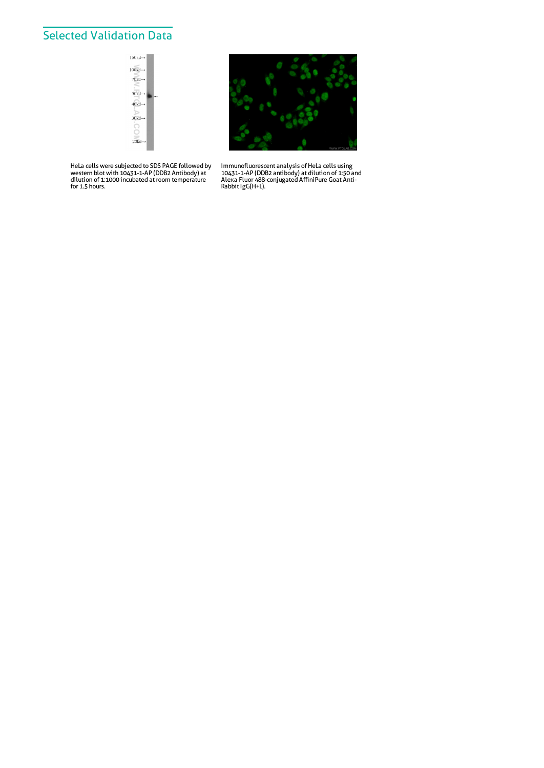## Selected Validation Data

150kd→
100kd→
70kd→
50kd→
40kd→
30kd→
20kd→

HeLa cells were subjected to SDS PAGE followed by western blot with 10431-1-AP (DDB2 Antibody) at dilution of 1:1000 incubated at room temperature for 1.5 hours.

Immunofluorescent analysis of HeLa cells using 10431-1-AP (DDB2 antibody) at dilution of 1:50 and Alexa Fluor 488-conjugated AffiniPure Goat Anti-Rabbit IgG(H+L).